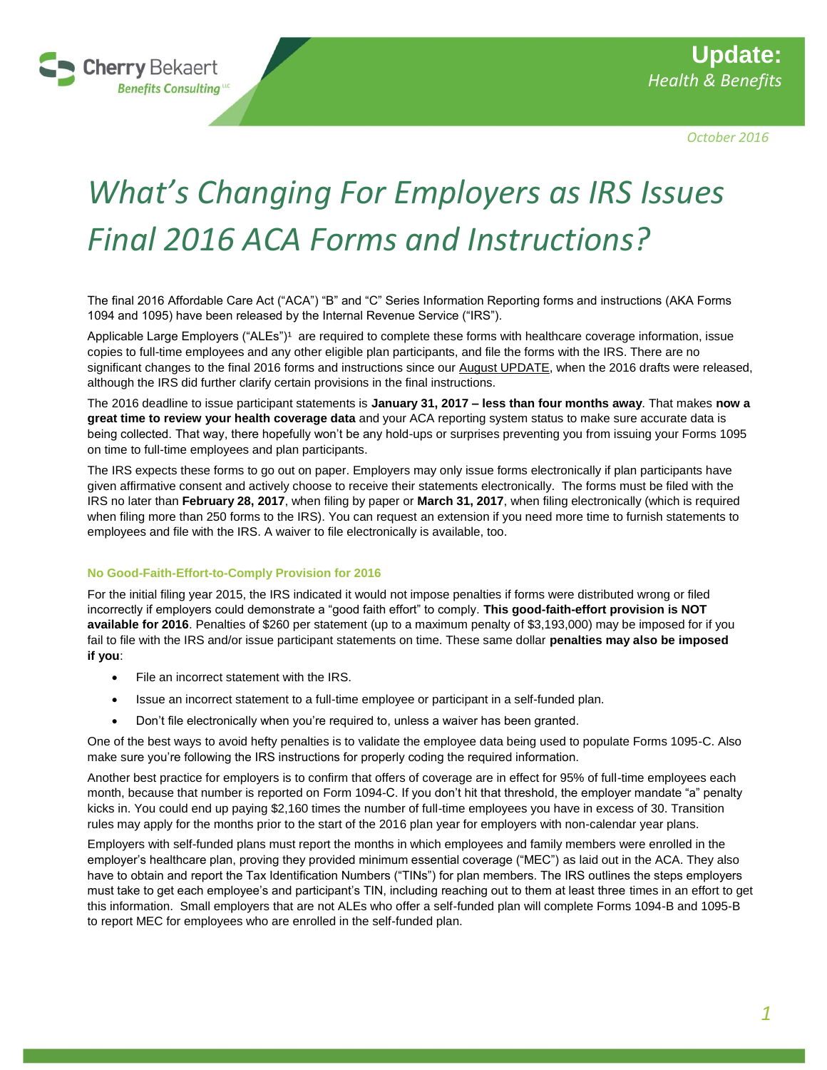Cherry Bekaert Benefits Consulting

**Update:** *Health & Benefits*

*October 2016*

# *What's Changing For Employers as IRS Issues Final 2016 ACA Forms and Instructions?*

The final 2016 Affordable Care Act ("ACA") "B" and "C" Series Information Reporting forms and instructions (AKA Forms 1094 and 1095) have been released by the Internal Revenue Service ("IRS").

Applicable Large Employers ("ALEs")[1] are required to complete these forms with healthcare coverage information, issue copies to full-time employees and any other eligible plan participants, and file the forms with the IRS. There are no significant changes to the final 2016 forms and instructions since our August UPDATE, when the 2016 drafts were released, although the IRS did further clarify certain provisions in the final instructions.

The 2016 deadline to issue participant statements is **January 31, 2017 – less than four months away**. That makes **now a great time to review your health coverage data** and your ACA reporting system status to make sure accurate data is being collected. That way, there hopefully won't be any hold-ups or surprises preventing you from issuing your Forms 1095 on time to full-time employees and plan participants.

The IRS expects these forms to go out on paper. Employers may only issue forms electronically if plan participants have given affirmative consent and actively choose to receive their statements electronically. The forms must be filed with the IRS no later than **February 28, 2017**, when filing by paper or **March 31, 2017**, when filing electronically (which is required when filing more than 250 forms to the IRS). You can request an extension if you need more time to furnish statements to employees and file with the IRS. A waiver to file electronically is available, too.

### No Good-Faith-Effort-to-Comply Provision for 2016

For the initial filing year 2015, the IRS indicated it would not impose penalties if forms were distributed wrong or filed incorrectly if employers could demonstrate a "good faith effort" to comply. **This good-faith-effort provision is NOT available for 2016**. Penalties of $260 per statement (up to a maximum penalty of $3,193,000) may be imposed for if you fail to file with the IRS and/or issue participant statements on time. These same dollar **penalties may also be imposed if you**:

- File an incorrect statement with the IRS.
- Issue an incorrect statement to a full-time employee or participant in a self-funded plan.
- Don't file electronically when you're required to, unless a waiver has been granted.

One of the best ways to avoid hefty penalties is to validate the employee data being used to populate Forms 1095-C. Also make sure you're following the IRS instructions for properly coding the required information.

Another best practice for employers is to confirm that offers of coverage are in effect for 95% of full-time employees each month, because that number is reported on Form 1094-C. If you don't hit that threshold, the employer mandate "a" penalty kicks in. You could end up paying $2,160 times the number of full-time employees you have in excess of 30. Transition rules may apply for the months prior to the start of the 2016 plan year for employers with non-calendar year plans.

Employers with self-funded plans must report the months in which employees and family members were enrolled in the employer's healthcare plan, proving they provided minimum essential coverage ("MEC") as laid out in the ACA. They also have to obtain and report the Tax Identification Numbers ("TINs") for plan members. The IRS outlines the steps employers must take to get each employee's and participant's TIN, including reaching out to them at least three times in an effort to get this information. Small employers that are not ALEs who offer a self-funded plan will complete Forms 1094-B and 1095-B to report MEC for employees who are enrolled in the self-funded plan.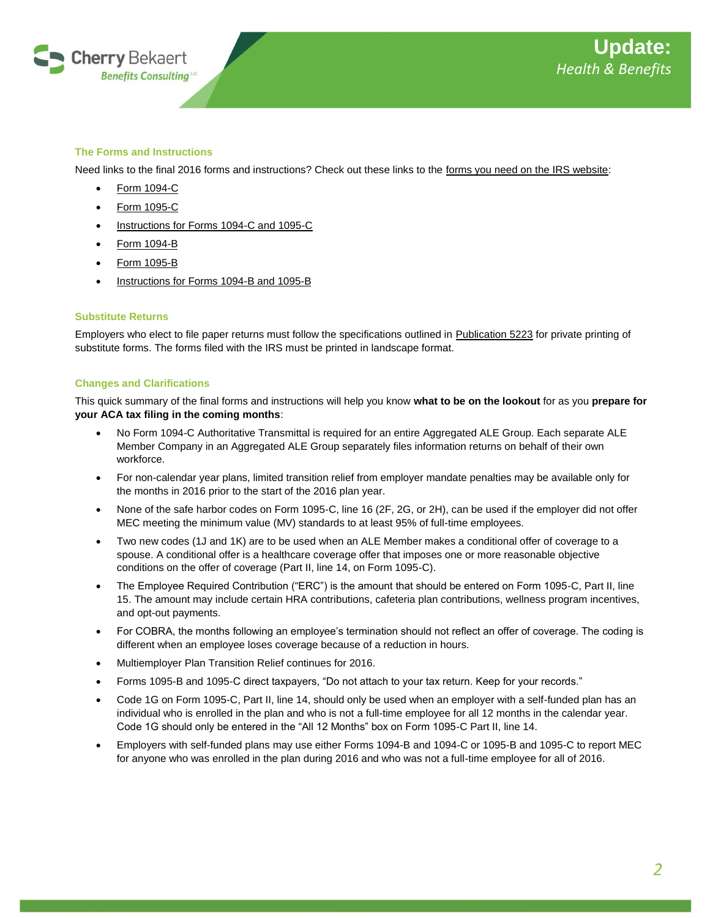### The Forms and Instructions

Need links to the final 2016 forms and instructions? Check out these links to the forms you need on the IRS website:

- Form 1094-C
- Form 1095-C
- Instructions for Forms 1094-C and 1095-C
- Form 1094-B
- Form 1095-B
- Instructions for Forms 1094-B and 1095-B

### Substitute Returns

Employers who elect to file paper returns must follow the specifications outlined in Publication 5223 for private printing of substitute forms. The forms filed with the IRS must be printed in landscape format.

### Changes and Clarifications

This quick summary of the final forms and instructions will help you know **what to be on the lookout** for as you **prepare for your ACA tax filing in the coming months**:

- No Form 1094-C Authoritative Transmittal is required for an entire Aggregated ALE Group. Each separate ALE Member Company in an Aggregated ALE Group separately files information returns on behalf of their own workforce.
- For non-calendar year plans, limited transition relief from employer mandate penalties may be available only for the months in 2016 prior to the start of the 2016 plan year.
- None of the safe harbor codes on Form 1095-C, line 16 (2F, 2G, or 2H), can be used if the employer did not offer MEC meeting the minimum value (MV) standards to at least 95% of full-time employees.
- Two new codes (1J and 1K) are to be used when an ALE Member makes a conditional offer of coverage to a spouse. A conditional offer is a healthcare coverage offer that imposes one or more reasonable objective conditions on the offer of coverage (Part II, line 14, on Form 1095-C).
- The Employee Required Contribution ("ERC") is the amount that should be entered on Form 1095-C, Part II, line 15. The amount may include certain HRA contributions, cafeteria plan contributions, wellness program incentives, and opt-out payments.
- For COBRA, the months following an employee's termination should not reflect an offer of coverage. The coding is different when an employee loses coverage because of a reduction in hours.
- Multiemployer Plan Transition Relief continues for 2016.
- Forms 1095-B and 1095-C direct taxpayers, "Do not attach to your tax return. Keep for your records."
- Code 1G on Form 1095-C, Part II, line 14, should only be used when an employer with a self-funded plan has an individual who is enrolled in the plan and who is not a full-time employee for all 12 months in the calendar year. Code 1G should only be entered in the "All 12 Months" box on Form 1095-C Part II, line 14.
- Employers with self-funded plans may use either Forms 1094-B and 1094-C or 1095-B and 1095-C to report MEC for anyone who was enrolled in the plan during 2016 and who was not a full-time employee for all of 2016.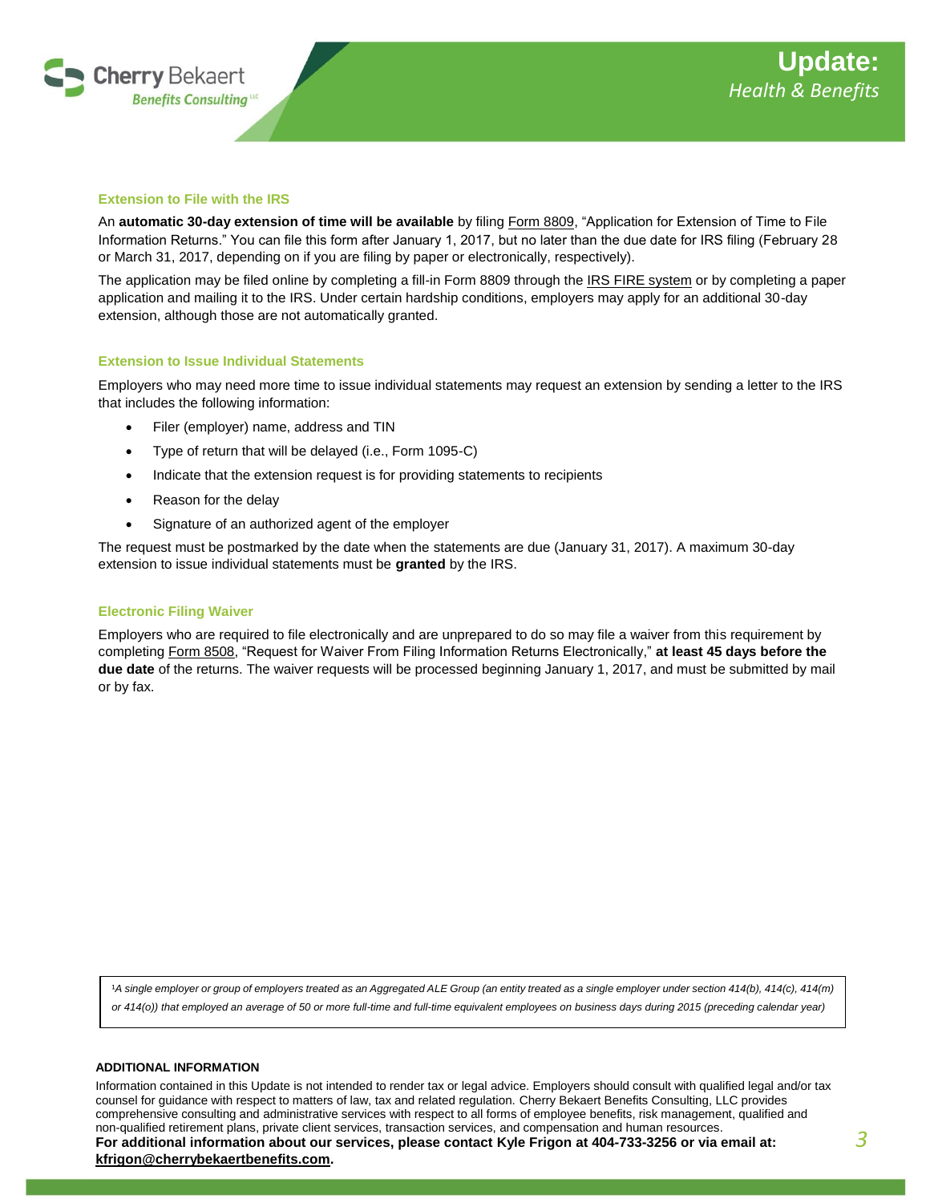### Extension to File with the IRS

An **automatic 30-day extension of time will be available** by filing Form 8809, "Application for Extension of Time to File Information Returns." You can file this form after January 1, 2017, but no later than the due date for IRS filing (February 28 or March 31, 2017, depending on if you are filing by paper or electronically, respectively).

The application may be filed online by completing a fill-in Form 8809 through the IRS FIRE system or by completing a paper application and mailing it to the IRS. Under certain hardship conditions, employers may apply for an additional 30-day extension, although those are not automatically granted.

### Extension to Issue Individual Statements

Employers who may need more time to issue individual statements may request an extension by sending a letter to the IRS that includes the following information:

- Filer (employer) name, address and TIN
- Type of return that will be delayed (i.e., Form 1095-C)
- Indicate that the extension request is for providing statements to recipients
- Reason for the delay
- Signature of an authorized agent of the employer

The request must be postmarked by the date when the statements are due (January 31, 2017). A maximum 30-day extension to issue individual statements must be **granted** by the IRS.

### Electronic Filing Waiver

Employers who are required to file electronically and are unprepared to do so may file a waiver from this requirement by completing Form 8508, "Request for Waiver From Filing Information Returns Electronically," **at least 45 days before the due date** of the returns. The waiver requests will be processed beginning January 1, 2017, and must be submitted by mail or by fax.

[1]*A single employer or group of employers treated as an Aggregated ALE Group (an entity treated as a single employer under section 414(b), 414(c), 414(m) or 414(o)) that employed an average of 50 or more full-time and full-time equivalent employees on business days during 2015 (preceding calendar year)*

**ADDITIONAL INFORMATION**

Information contained in this Update is not intended to render tax or legal advice. Employers should consult with qualified legal and/or tax counsel for guidance with respect to matters of law, tax and related regulation. Cherry Bekaert Benefits Consulting, LLC provides comprehensive consulting and administrative services with respect to all forms of employee benefits, risk management, qualified and non-qualified retirement plans, private client services, transaction services, and compensation and human resources.

**For additional information about our services, please contact Kyle Frigon at 404-733-3256 or via email at: kfrigon@cherrybekaertbenefits.com.**